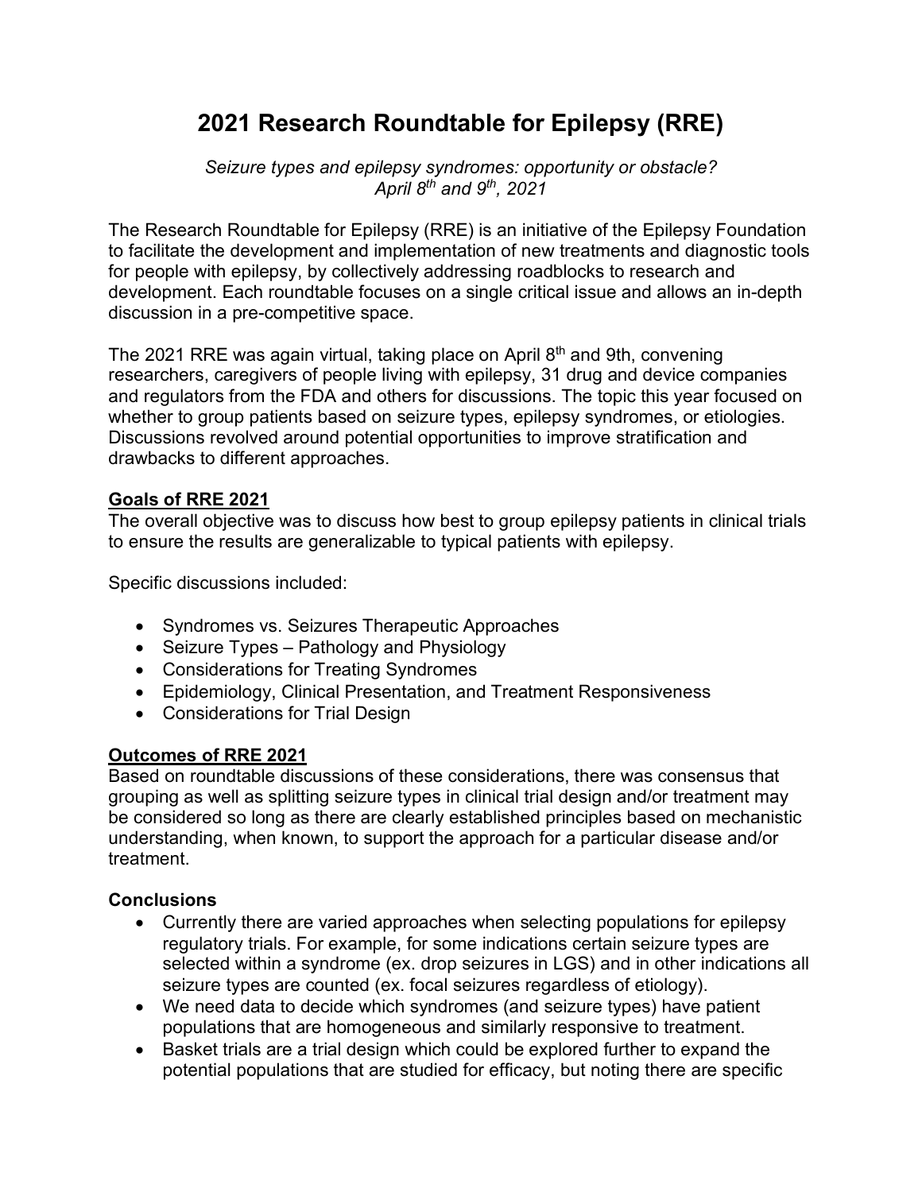# 2021 Research Roundtable for Epilepsy (RRE)

*Seizure types and epilepsy syndromes: opportunity or obstacle?*
*April 8th and 9th, 2021*

The Research Roundtable for Epilepsy (RRE) is an initiative of the Epilepsy Foundation to facilitate the development and implementation of new treatments and diagnostic tools for people with epilepsy, by collectively addressing roadblocks to research and development. Each roundtable focuses on a single critical issue and allows an in-depth discussion in a pre-competitive space.

The 2021 RRE was again virtual, taking place on April 8th and 9th, convening researchers, caregivers of people living with epilepsy, 31 drug and device companies and regulators from the FDA and others for discussions. The topic this year focused on whether to group patients based on seizure types, epilepsy syndromes, or etiologies. Discussions revolved around potential opportunities to improve stratification and drawbacks to different approaches.

## Goals of RRE 2021

The overall objective was to discuss how best to group epilepsy patients in clinical trials to ensure the results are generalizable to typical patients with epilepsy.

Specific discussions included:

- Syndromes vs. Seizures Therapeutic Approaches
- Seizure Types – Pathology and Physiology
- Considerations for Treating Syndromes
- Epidemiology, Clinical Presentation, and Treatment Responsiveness
- Considerations for Trial Design

## Outcomes of RRE 2021

Based on roundtable discussions of these considerations, there was consensus that grouping as well as splitting seizure types in clinical trial design and/or treatment may be considered so long as there are clearly established principles based on mechanistic understanding, when known, to support the approach for a particular disease and/or treatment.

## Conclusions

- Currently there are varied approaches when selecting populations for epilepsy regulatory trials. For example, for some indications certain seizure types are selected within a syndrome (ex. drop seizures in LGS) and in other indications all seizure types are counted (ex. focal seizures regardless of etiology).
- We need data to decide which syndromes (and seizure types) have patient populations that are homogeneous and similarly responsive to treatment.
- Basket trials are a trial design which could be explored further to expand the potential populations that are studied for efficacy, but noting there are specific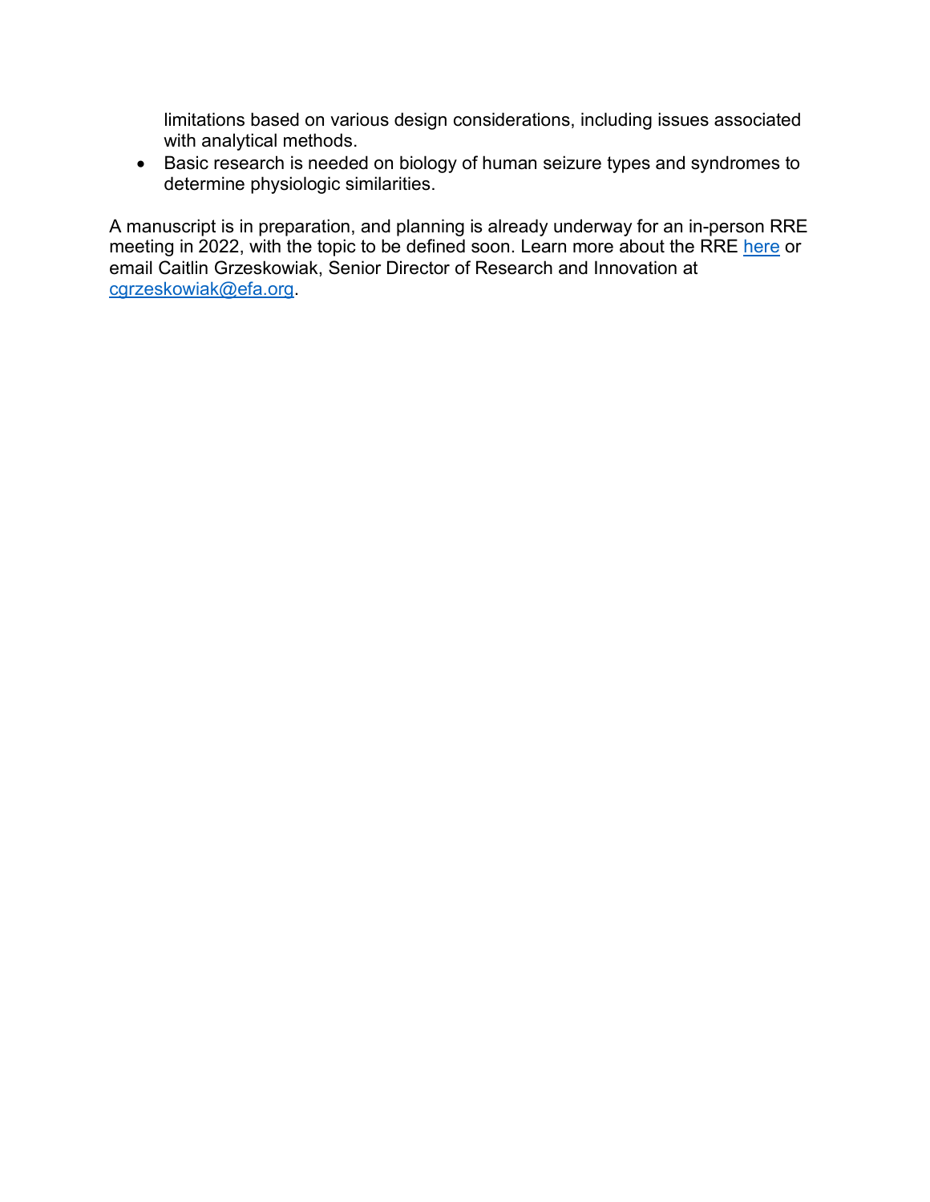limitations based on various design considerations, including issues associated with analytical methods.

- Basic research is needed on biology of human seizure types and syndromes to determine physiologic similarities.

A manuscript is in preparation, and planning is already underway for an in-person RRE meeting in 2022, with the topic to be defined soon. Learn more about the RRE here or email Caitlin Grzeskowiak, Senior Director of Research and Innovation at cgrzeskowiak@efa.org.